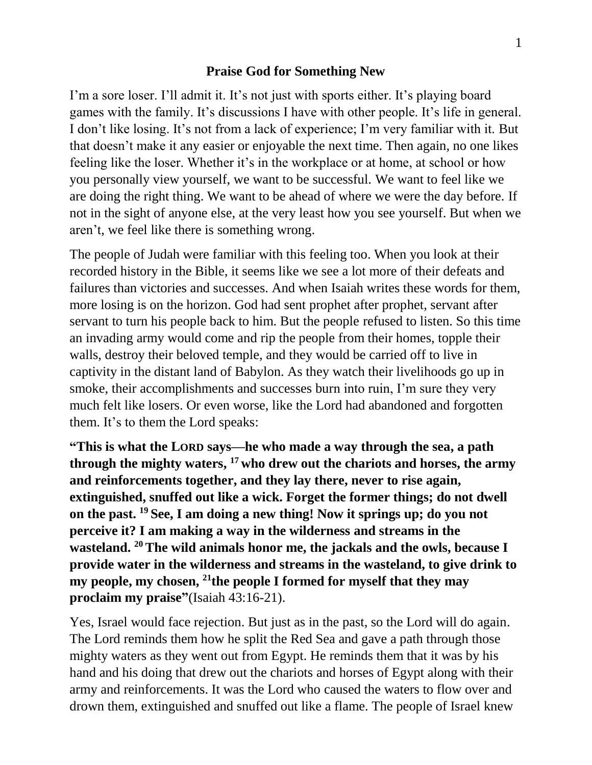# Praise God for Something New

I'm a sore loser. I'll admit it. It's not just with sports either. It's playing board games with the family. It's discussions I have with other people. It's life in general. I don't like losing. It's not from a lack of experience; I'm very familiar with it. But that doesn't make it any easier or enjoyable the next time. Then again, no one likes feeling like the loser. Whether it's in the workplace or at home, at school or how you personally view yourself, we want to be successful. We want to feel like we are doing the right thing. We want to be ahead of where we were the day before. If not in the sight of anyone else, at the very least how you see yourself. But when we aren't, we feel like there is something wrong.

The people of Judah were familiar with this feeling too. When you look at their recorded history in the Bible, it seems like we see a lot more of their defeats and failures than victories and successes. And when Isaiah writes these words for them, more losing is on the horizon. God had sent prophet after prophet, servant after servant to turn his people back to him. But the people refused to listen. So this time an invading army would come and rip the people from their homes, topple their walls, destroy their beloved temple, and they would be carried off to live in captivity in the distant land of Babylon. As they watch their livelihoods go up in smoke, their accomplishments and successes burn into ruin, I'm sure they very much felt like losers. Or even worse, like the Lord had abandoned and forgotten them. It's to them the Lord speaks:

**"This is what the LORD says—he who made a way through the sea, a path through the mighty waters, [17] who drew out the chariots and horses, the army and reinforcements together, and they lay there, never to rise again, extinguished, snuffed out like a wick. Forget the former things; do not dwell on the past. [19] See, I am doing a new thing! Now it springs up; do you not perceive it? I am making a way in the wilderness and streams in the wasteland. [20] The wild animals honor me, the jackals and the owls, because I provide water in the wilderness and streams in the wasteland, to give drink to my people, my chosen, [21] the people I formed for myself that they may proclaim my praise"**(Isaiah 43:16-21).

Yes, Israel would face rejection. But just as in the past, so the Lord will do again. The Lord reminds them how he split the Red Sea and gave a path through those mighty waters as they went out from Egypt. He reminds them that it was by his hand and his doing that drew out the chariots and horses of Egypt along with their army and reinforcements. It was the Lord who caused the waters to flow over and drown them, extinguished and snuffed out like a flame. The people of Israel knew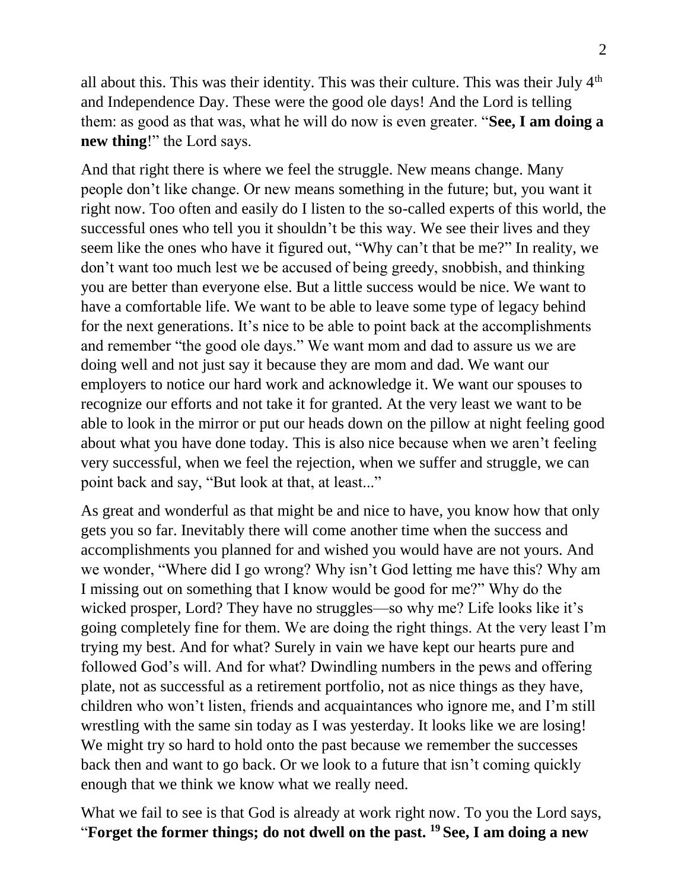all about this. This was their identity. This was their culture. This was their July 4th and Independence Day. These were the good ole days! And the Lord is telling them: as good as that was, what he will do now is even greater. "**See, I am doing a new thing**!" the Lord says.

And that right there is where we feel the struggle. New means change. Many people don't like change. Or new means something in the future; but, you want it right now. Too often and easily do I listen to the so-called experts of this world, the successful ones who tell you it shouldn't be this way. We see their lives and they seem like the ones who have it figured out, "Why can't that be me?" In reality, we don't want too much lest we be accused of being greedy, snobbish, and thinking you are better than everyone else. But a little success would be nice. We want to have a comfortable life. We want to be able to leave some type of legacy behind for the next generations. It's nice to be able to point back at the accomplishments and remember "the good ole days." We want mom and dad to assure us we are doing well and not just say it because they are mom and dad. We want our employers to notice our hard work and acknowledge it. We want our spouses to recognize our efforts and not take it for granted. At the very least we want to be able to look in the mirror or put our heads down on the pillow at night feeling good about what you have done today. This is also nice because when we aren't feeling very successful, when we feel the rejection, when we suffer and struggle, we can point back and say, "But look at that, at least..."

As great and wonderful as that might be and nice to have, you know how that only gets you so far. Inevitably there will come another time when the success and accomplishments you planned for and wished you would have are not yours. And we wonder, "Where did I go wrong? Why isn't God letting me have this? Why am I missing out on something that I know would be good for me?" Why do the wicked prosper, Lord? They have no struggles—so why me? Life looks like it's going completely fine for them. We are doing the right things. At the very least I'm trying my best. And for what? Surely in vain we have kept our hearts pure and followed God's will. And for what? Dwindling numbers in the pews and offering plate, not as successful as a retirement portfolio, not as nice things as they have, children who won't listen, friends and acquaintances who ignore me, and I'm still wrestling with the same sin today as I was yesterday. It looks like we are losing! We might try so hard to hold onto the past because we remember the successes back then and want to go back. Or we look to a future that isn't coming quickly enough that we think we know what we really need.

What we fail to see is that God is already at work right now. To you the Lord says, "**Forget the former things; do not dwell on the past. 19 See, I am doing a new**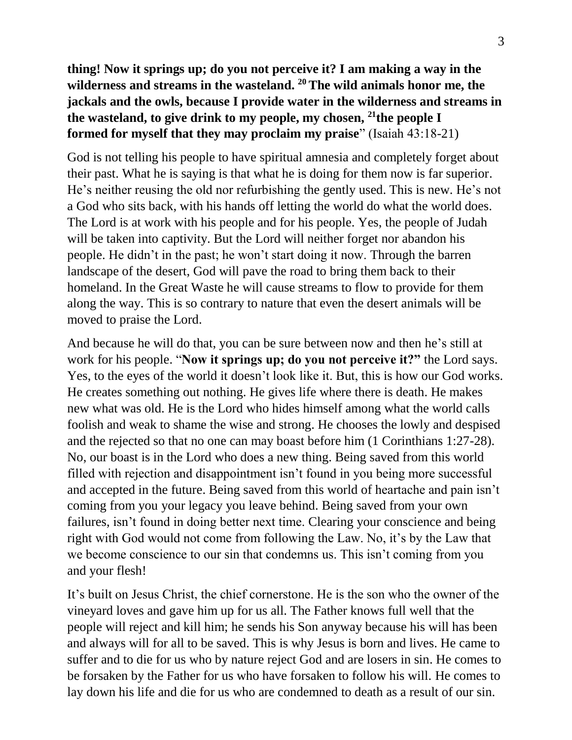**thing! Now it springs up; do you not perceive it? I am making a way in the wilderness and streams in the wasteland. [20] The wild animals honor me, the jackals and the owls, because I provide water in the wilderness and streams in the wasteland, to give drink to my people, my chosen, [21]the people I formed for myself that they may proclaim my praise**" (Isaiah 43:18-21)

God is not telling his people to have spiritual amnesia and completely forget about their past. What he is saying is that what he is doing for them now is far superior. He's neither reusing the old nor refurbishing the gently used. This is new. He's not a God who sits back, with his hands off letting the world do what the world does. The Lord is at work with his people and for his people. Yes, the people of Judah will be taken into captivity. But the Lord will neither forget nor abandon his people. He didn't in the past; he won't start doing it now. Through the barren landscape of the desert, God will pave the road to bring them back to their homeland. In the Great Waste he will cause streams to flow to provide for them along the way. This is so contrary to nature that even the desert animals will be moved to praise the Lord.

And because he will do that, you can be sure between now and then he's still at work for his people. "**Now it springs up; do you not perceive it?"** the Lord says. Yes, to the eyes of the world it doesn't look like it. But, this is how our God works. He creates something out nothing. He gives life where there is death. He makes new what was old. He is the Lord who hides himself among what the world calls foolish and weak to shame the wise and strong. He chooses the lowly and despised and the rejected so that no one can may boast before him (1 Corinthians 1:27-28). No, our boast is in the Lord who does a new thing. Being saved from this world filled with rejection and disappointment isn't found in you being more successful and accepted in the future. Being saved from this world of heartache and pain isn't coming from you your legacy you leave behind. Being saved from your own failures, isn't found in doing better next time. Clearing your conscience and being right with God would not come from following the Law. No, it's by the Law that we become conscience to our sin that condemns us. This isn't coming from you and your flesh!

It's built on Jesus Christ, the chief cornerstone. He is the son who the owner of the vineyard loves and gave him up for us all. The Father knows full well that the people will reject and kill him; he sends his Son anyway because his will has been and always will for all to be saved. This is why Jesus is born and lives. He came to suffer and to die for us who by nature reject God and are losers in sin. He comes to be forsaken by the Father for us who have forsaken to follow his will. He comes to lay down his life and die for us who are condemned to death as a result of our sin.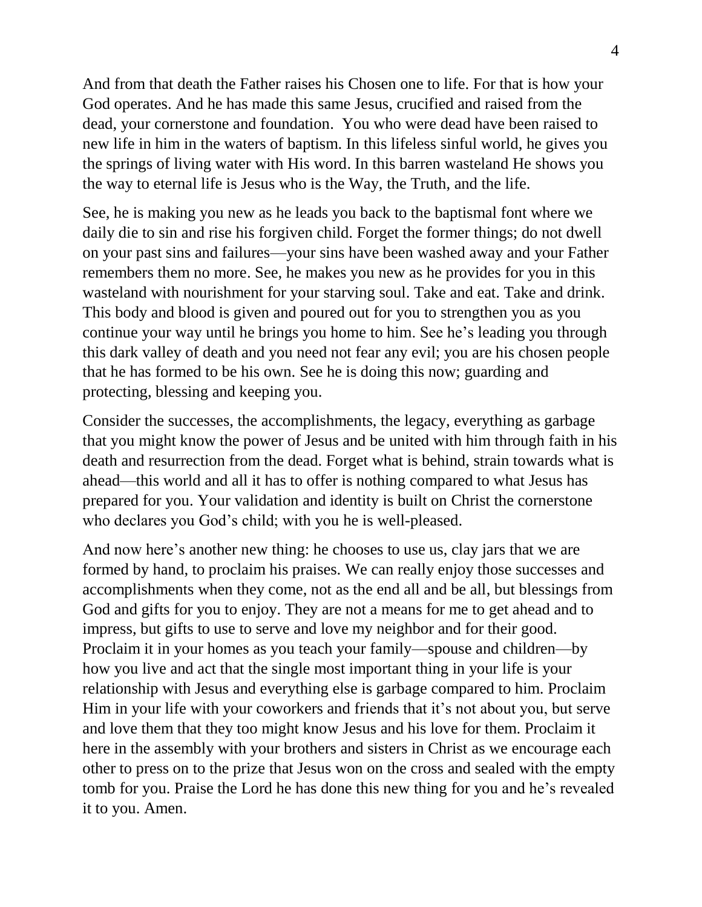And from that death the Father raises his Chosen one to life. For that is how your God operates. And he has made this same Jesus, crucified and raised from the dead, your cornerstone and foundation. You who were dead have been raised to new life in him in the waters of baptism. In this lifeless sinful world, he gives you the springs of living water with His word. In this barren wasteland He shows you the way to eternal life is Jesus who is the Way, the Truth, and the life.

See, he is making you new as he leads you back to the baptismal font where we daily die to sin and rise his forgiven child. Forget the former things; do not dwell on your past sins and failures—your sins have been washed away and your Father remembers them no more. See, he makes you new as he provides for you in this wasteland with nourishment for your starving soul. Take and eat. Take and drink. This body and blood is given and poured out for you to strengthen you as you continue your way until he brings you home to him. See he's leading you through this dark valley of death and you need not fear any evil; you are his chosen people that he has formed to be his own. See he is doing this now; guarding and protecting, blessing and keeping you.

Consider the successes, the accomplishments, the legacy, everything as garbage that you might know the power of Jesus and be united with him through faith in his death and resurrection from the dead. Forget what is behind, strain towards what is ahead—this world and all it has to offer is nothing compared to what Jesus has prepared for you. Your validation and identity is built on Christ the cornerstone who declares you God's child; with you he is well-pleased.

And now here's another new thing: he chooses to use us, clay jars that we are formed by hand, to proclaim his praises. We can really enjoy those successes and accomplishments when they come, not as the end all and be all, but blessings from God and gifts for you to enjoy. They are not a means for me to get ahead and to impress, but gifts to use to serve and love my neighbor and for their good. Proclaim it in your homes as you teach your family—spouse and children—by how you live and act that the single most important thing in your life is your relationship with Jesus and everything else is garbage compared to him. Proclaim Him in your life with your coworkers and friends that it's not about you, but serve and love them that they too might know Jesus and his love for them. Proclaim it here in the assembly with your brothers and sisters in Christ as we encourage each other to press on to the prize that Jesus won on the cross and sealed with the empty tomb for you. Praise the Lord he has done this new thing for you and he's revealed it to you. Amen.